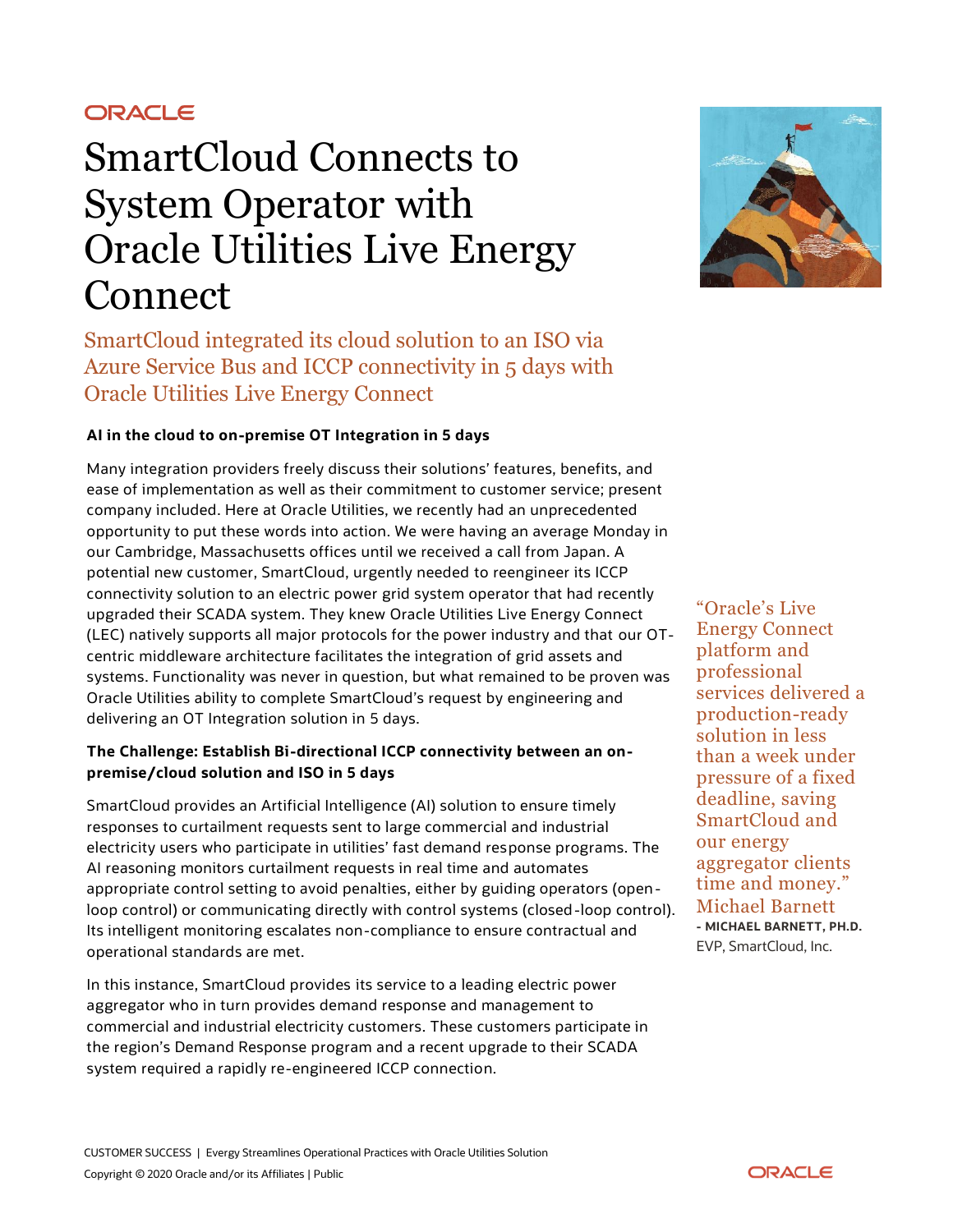# SmartCloud Connects to System Operator with Oracle Utilities Live Energy Connect

SmartCloud integrated its cloud solution to an ISO via Azure Service Bus and ICCP connectivity in 5 days with Oracle Utilities Live Energy Connect

**AI in the cloud to on-premise OT Integration in 5 days**

Many integration providers freely discuss their solutions' features, benefits, and ease of implementation as well as their commitment to customer service; present company included. Here at Oracle Utilities, we recently had an unprecedented opportunity to put these words into action. We were having an average Monday in our Cambridge, Massachusetts offices until we received a call from Japan. A potential new customer, SmartCloud, urgently needed to reengineer its ICCP connectivity solution to an electric power grid system operator that had recently upgraded their SCADA system. They knew Oracle Utilities Live Energy Connect (LEC) natively supports all major protocols for the power industry and that our OT-centric middleware architecture facilitates the integration of grid assets and systems. Functionality was never in question, but what remained to be proven was Oracle Utilities ability to complete SmartCloud's request by engineering and delivering an OT Integration solution in 5 days.

**The Challenge: Establish Bi-directional ICCP connectivity between an on-premise/cloud solution and ISO in 5 days**

SmartCloud provides an Artificial Intelligence (AI) solution to ensure timely responses to curtailment requests sent to large commercial and industrial electricity users who participate in utilities' fast demand response programs. The AI reasoning monitors curtailment requests in real time and automates appropriate control setting to avoid penalties, either by guiding operators (open-loop control) or communicating directly with control systems (closed-loop control). Its intelligent monitoring escalates non-compliance to ensure contractual and operational standards are met.

In this instance, SmartCloud provides its service to a leading electric power aggregator who in turn provides demand response and management to commercial and industrial electricity customers. These customers participate in the region's Demand Response program and a recent upgrade to their SCADA system required a rapidly re-engineered ICCP connection.

"Oracle's Live Energy Connect platform and professional services delivered a production-ready solution in less than a week under pressure of a fixed deadline, saving SmartCloud and our energy aggregator clients time and money." Michael Barnett

**- MICHAEL BARNETT, PH.D.**
EVP, SmartCloud, Inc.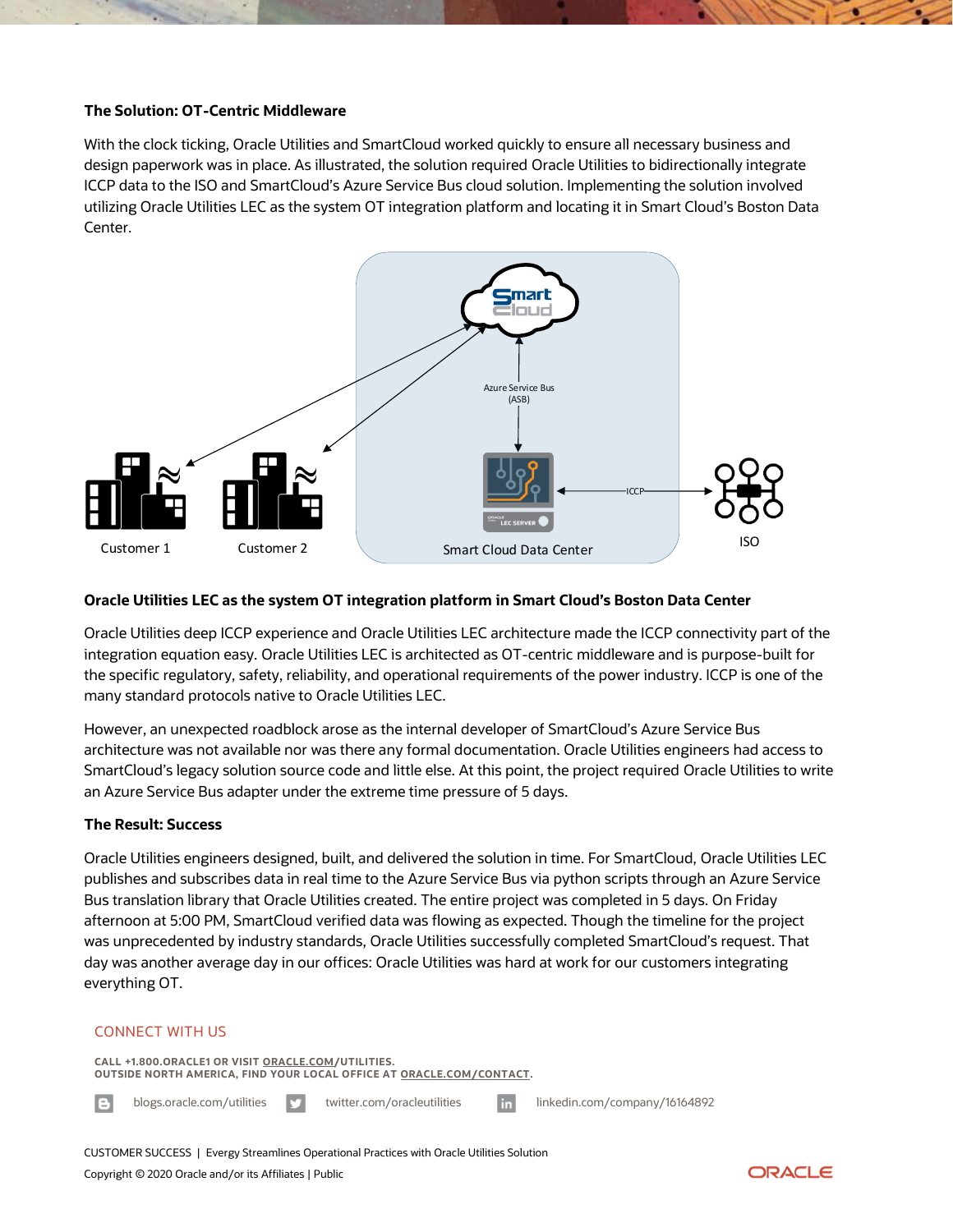### The Solution: OT-Centric Middleware

With the clock ticking, Oracle Utilities and SmartCloud worked quickly to ensure all necessary business and design paperwork was in place. As illustrated, the solution required Oracle Utilities to bidirectionally integrate ICCP data to the ISO and SmartCloud's Azure Service Bus cloud solution. Implementing the solution involved utilizing Oracle Utilities LEC as the system OT integration platform and locating it in Smart Cloud's Boston Data Center.

Smart Cloud

Azure Service Bus (ASB)

LEC SERVER

ICCP

Customer 1

Customer 2

Smart Cloud Data Center

ISO

### Oracle Utilities LEC as the system OT integration platform in Smart Cloud's Boston Data Center

Oracle Utilities deep ICCP experience and Oracle Utilities LEC architecture made the ICCP connectivity part of the integration equation easy. Oracle Utilities LEC is architected as OT-centric middleware and is purpose-built for the specific regulatory, safety, reliability, and operational requirements of the power industry. ICCP is one of the many standard protocols native to Oracle Utilities LEC.

However, an unexpected roadblock arose as the internal developer of SmartCloud's Azure Service Bus architecture was not available nor was there any formal documentation. Oracle Utilities engineers had access to SmartCloud's legacy solution source code and little else. At this point, the project required Oracle Utilities to write an Azure Service Bus adapter under the extreme time pressure of 5 days.

### The Result: Success

Oracle Utilities engineers designed, built, and delivered the solution in time. For SmartCloud, Oracle Utilities LEC publishes and subscribes data in real time to the Azure Service Bus via python scripts through an Azure Service Bus translation library that Oracle Utilities created. The entire project was completed in 5 days. On Friday afternoon at 5:00 PM, SmartCloud verified data was flowing as expected. Though the timeline for the project was unprecedented by industry standards, Oracle Utilities successfully completed SmartCloud's request. That day was another average day in our offices: Oracle Utilities was hard at work for our customers integrating everything OT.

## CONNECT WITH US

CALL +1.800.ORACLE1 OR VISIT ORACLE.COM/UTILITIES.
OUTSIDE NORTH AMERICA, FIND YOUR LOCAL OFFICE AT ORACLE.COM/CONTACT.

blogs.oracle.com/utilities　twitter.com/oracleutilities　linkedin.com/company/16164892

CUSTOMER SUCCESS | Evergy Streamlines Operational Practices with Oracle Utilities Solution
Copyright © 2020 Oracle and/or its Affiliates | Public